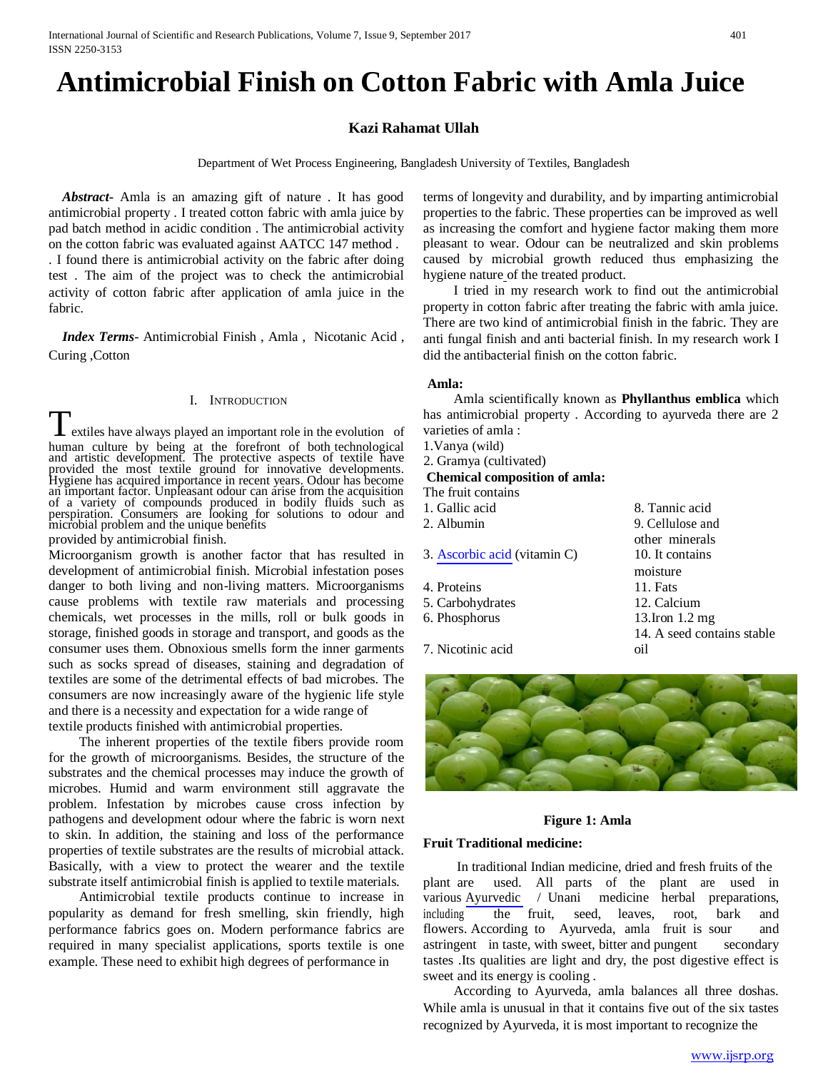# Antimicrobial Finish on Cotton Fabric with Amla Juice

**Kazi Rahamat Ullah**

Department of Wet Process Engineering, Bangladesh University of Textiles, Bangladesh

***Abstract***- Amla is an amazing gift of nature . It has good antimicrobial property . I treated cotton fabric with amla juice by pad batch method in acidic condition . The antimicrobial activity on the cotton fabric was evaluated against AATCC 147 method . . I found there is antimicrobial activity on the fabric after doing test . The aim of the project was to check the antimicrobial activity of cotton fabric after application of amla juice in the fabric.

***Index Terms***- Antimicrobial Finish , Amla , Nicotanic Acid , Curing ,Cotton

## I. Introduction

Textiles have always played an important role in the evolution of human culture by being at the forefront of both technological and artistic development. The protective aspects of textile have provided the most textile ground for innovative developments. Hygiene has acquired importance in recent years. Odour has become an important factor. Unpleasant odour can arise from the acquisition of a variety of compounds produced in bodily fluids such as perspiration. Consumers are looking for solutions to odour and microbial problem and the unique benefits provided by antimicrobial finish.

Microorganism growth is another factor that has resulted in development of antimicrobial finish. Microbial infestation poses danger to both living and non-living matters. Microorganisms cause problems with textile raw materials and processing chemicals, wet processes in the mills, roll or bulk goods in storage, finished goods in storage and transport, and goods as the consumer uses them. Obnoxious smells form the inner garments such as socks spread of diseases, staining and degradation of textiles are some of the detrimental effects of bad microbes. The consumers are now increasingly aware of the hygienic life style and there is a necessity and expectation for a wide range of textile products finished with antimicrobial properties.

The inherent properties of the textile fibers provide room for the growth of microorganisms. Besides, the structure of the substrates and the chemical processes may induce the growth of microbes. Humid and warm environment still aggravate the problem. Infestation by microbes cause cross infection by pathogens and development odour where the fabric is worn next to skin. In addition, the staining and loss of the performance properties of textile substrates are the results of microbial attack. Basically, with a view to protect the wearer and the textile substrate itself antimicrobial finish is applied to textile materials.

Antimicrobial textile products continue to increase in popularity as demand for fresh smelling, skin friendly, high performance fabrics goes on. Modern performance fabrics are required in many specialist applications, sports textile is one example. These need to exhibit high degrees of performance in terms of longevity and durability, and by imparting antimicrobial properties to the fabric. These properties can be improved as well as increasing the comfort and hygiene factor making them more pleasant to wear. Odour can be neutralized and skin problems caused by microbial growth reduced thus emphasizing the hygiene nature of the treated product.

I tried in my research work to find out the antimicrobial property in cotton fabric after treating the fabric with amla juice. There are two kind of antimicrobial finish in the fabric. They are anti fungal finish and anti bacterial finish. In my research work I did the antibacterial finish on the cotton fabric.

**Amla:**

Amla scientifically known as **Phyllanthus emblica** which has antimicrobial property . According to ayurveda there are 2 varieties of amla :

1. Vanya (wild)
2. Gramya (cultivated)

**Chemical composition of amla:**

The fruit contains

1. Gallic acid
2. Albumin
3. Ascorbic acid (vitamin C)
4. Proteins
5. Carbohydrates
6. Phosphorus
7. Nicotinic acid
8. Tannic acid
9. Cellulose and other minerals
10. It contains moisture
11. Fats
12. Calcium
13. Iron 1.2 mg
14. A seed contains stable oil

**Figure 1: Amla**

**Fruit Traditional medicine:**

In traditional Indian medicine, dried and fresh fruits of the plant are used. All parts of the plant are used in various Ayurvedic / Unani medicine herbal preparations, including the fruit, seed, leaves, root, bark and flowers. According to Ayurveda, amla fruit is sour and astringent in taste, with sweet, bitter and pungent secondary tastes .Its qualities are light and dry, the post digestive effect is sweet and its energy is cooling .

According to Ayurveda, amla balances all three doshas. While amla is unusual in that it contains five out of the six tastes recognized by Ayurveda, it is most important to recognize the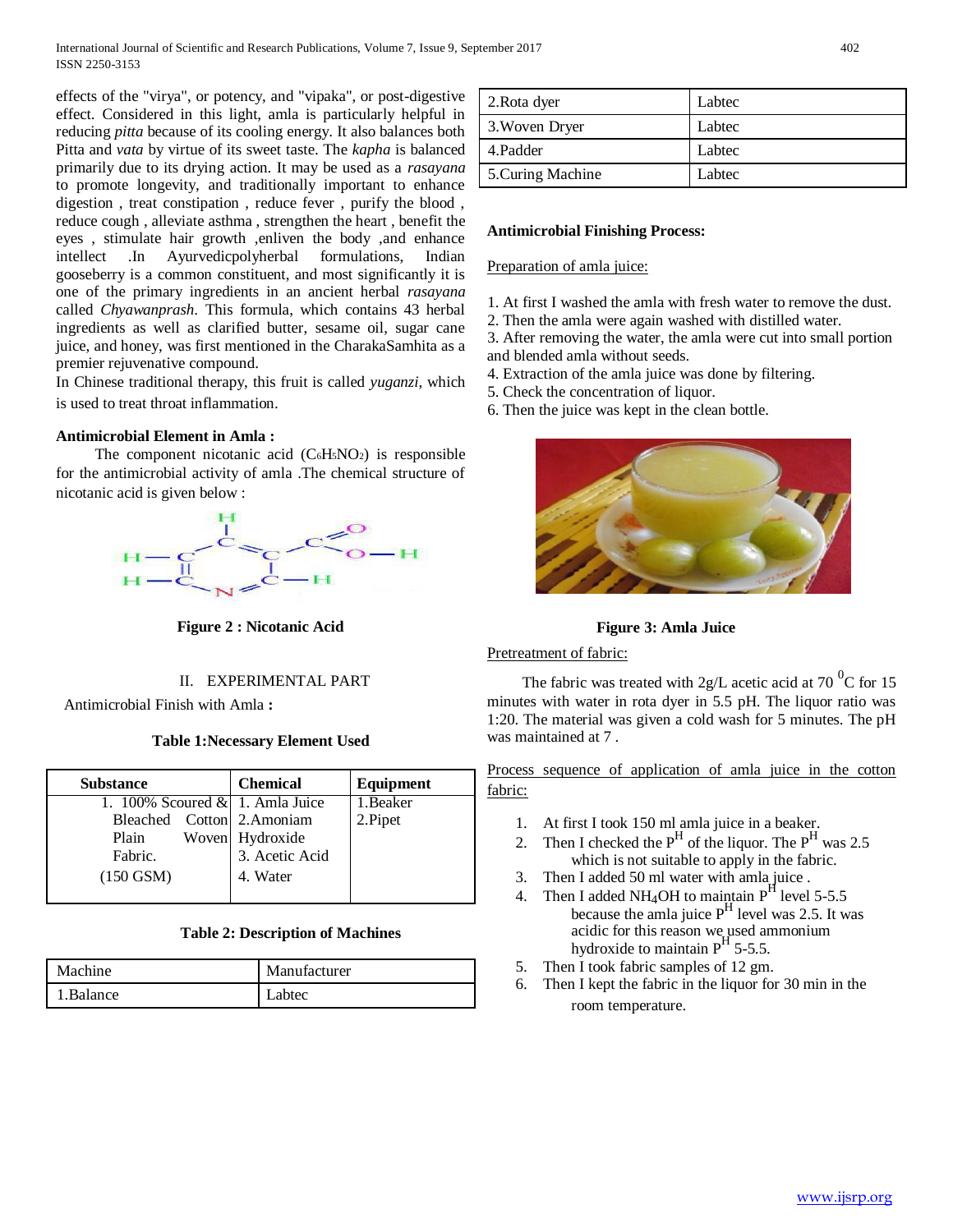effects of the "virya", or potency, and "vipaka", or post-digestive effect. Considered in this light, amla is particularly helpful in reducing *pitta* because of its cooling energy. It also balances both Pitta and *vata* by virtue of its sweet taste. The *kapha* is balanced primarily due to its drying action. It may be used as a *rasayana* to promote longevity, and traditionally important to enhance digestion , treat constipation , reduce fever , purify the blood , reduce cough , alleviate asthma , strengthen the heart , benefit the eyes , stimulate hair growth ,enliven the body ,and enhance intellect .In Ayurvedicpolyherbal formulations, Indian gooseberry is a common constituent, and most significantly it is one of the primary ingredients in an ancient herbal *rasayana* called *Chyawanprash*. This formula, which contains 43 herbal ingredients as well as clarified butter, sesame oil, sugar cane juice, and honey, was first mentioned in the CharakaSamhita as a premier rejuvenative compound.

In Chinese traditional therapy, this fruit is called *yuganzi*, which is used to treat throat inflammation.

**Antimicrobial Element in Amla :**

The component nicotanic acid ($C_6H_5NO_2$) is responsible for the antimicrobial activity of amla .The chemical structure of nicotanic acid is given below :

**Figure 2 : Nicotanic Acid**

## II. EXPERIMENTAL PART

Antimicrobial Finish with Amla **:**

**Table 1:Necessary Element Used**

| Substance | Chemical | Equipment |
|---|---|---|
| 1. 100% Scoured & Bleached Cotton Plain Woven Fabric. (150 GSM) | 1. Amla Juice<br>2.Amonium Hydroxide<br>3. Acetic Acid<br>4. Water | 1.Beaker<br>2.Pipet |

**Table 2: Description of Machines**

| Machine | Manufacturer |
|---|---|
| 1.Balance | Labtec |
| 2.Rota dyer | Labtec |
| 3.Woven Dryer | Labtec |
| 4.Padder | Labtec |
| 5.Curing Machine | Labtec |

**Antimicrobial Finishing Process:**

Preparation of amla juice:

1. At first I washed the amla with fresh water to remove the dust.
2. Then the amla were again washed with distilled water.
3. After removing the water, the amla were cut into small portion and blended amla without seeds.
4. Extraction of the amla juice was done by filtering.
5. Check the concentration of liquor.
6. Then the juice was kept in the clean bottle.

**Figure 3: Amla Juice**

Pretreatment of fabric:

The fabric was treated with 2g/L acetic acid at 70 $^0$C for 15 minutes with water in rota dyer in 5.5 pH. The liquor ratio was 1:20. The material was given a cold wash for 5 minutes. The pH was maintained at 7 .

Process sequence of application of amla juice in the cotton fabric:

1. At first I took 150 ml amla juice in a beaker.
2. Then I checked the P$^H$ of the liquor. The P$^H$ was 2.5 which is not suitable to apply in the fabric.
3. Then I added 50 ml water with amla juice .
4. Then I added $NH_4OH$ to maintain P$^H$ level 5-5.5 because the amla juice P$^H$ level was 2.5. It was acidic for this reason we used ammonium hydroxide to maintain P$^H$ 5-5.5.
5. Then I took fabric samples of 12 gm.
6. Then I kept the fabric in the liquor for 30 min in the room temperature.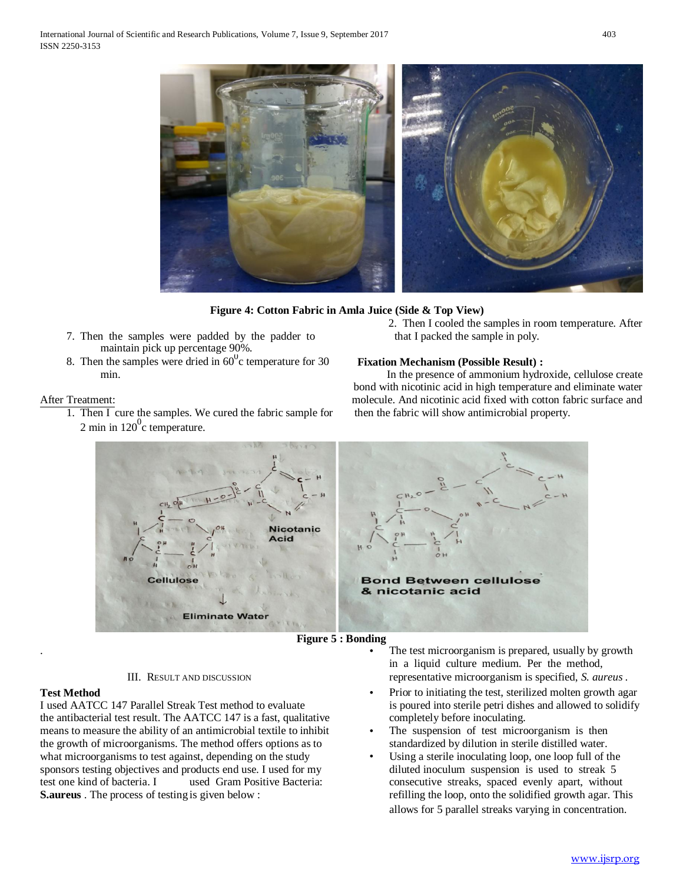**Figure 4: Cotton Fabric in Amla Juice (Side & Top View)**

7. Then the samples were padded by the padder to maintain pick up percentage 90%.
8. Then the samples were dried in $60^0$c temperature for 30 min.

After Treatment:

1. Then I cure the samples. We cured the fabric sample for 2 min in $120^0$c temperature.
2. Then I cooled the samples in room temperature. After that I packed the sample in poly.

**Fixation Mechanism (Possible Result) :**

In the presence of ammonium hydroxide, cellulose create bond with nicotinic acid in high temperature and eliminate water molecule. And nicotinic acid fixed with cotton fabric surface and then the fabric will show antimicrobial property.

**Figure 5 : Bonding**

## III. Result and Discussion

**Test Method**

I used AATCC 147 Parallel Streak Test method to evaluate the antibacterial test result. The AATCC 147 is a fast, qualitative means to measure the ability of an antimicrobial textile to inhibit the growth of microorganisms. The method offers options as to what microorganisms to test against, depending on the study sponsors testing objectives and products end use. I used for my test one kind of bacteria. I used Gram Positive Bacteria: **S.aureus** . The process of testing is given below :

- The test microorganism is prepared, usually by growth in a liquid culture medium. Per the method, representative microorganism is specified, *S. aureus* .
- Prior to initiating the test, sterilized molten growth agar is poured into sterile petri dishes and allowed to solidify completely before inoculating.
- The suspension of test microorganism is then standardized by dilution in sterile distilled water.
- Using a sterile inoculating loop, one loop full of the diluted inoculum suspension is used to streak 5 consecutive streaks, spaced evenly apart, without refilling the loop, onto the solidified growth agar. This allows for 5 parallel streaks varying in concentration.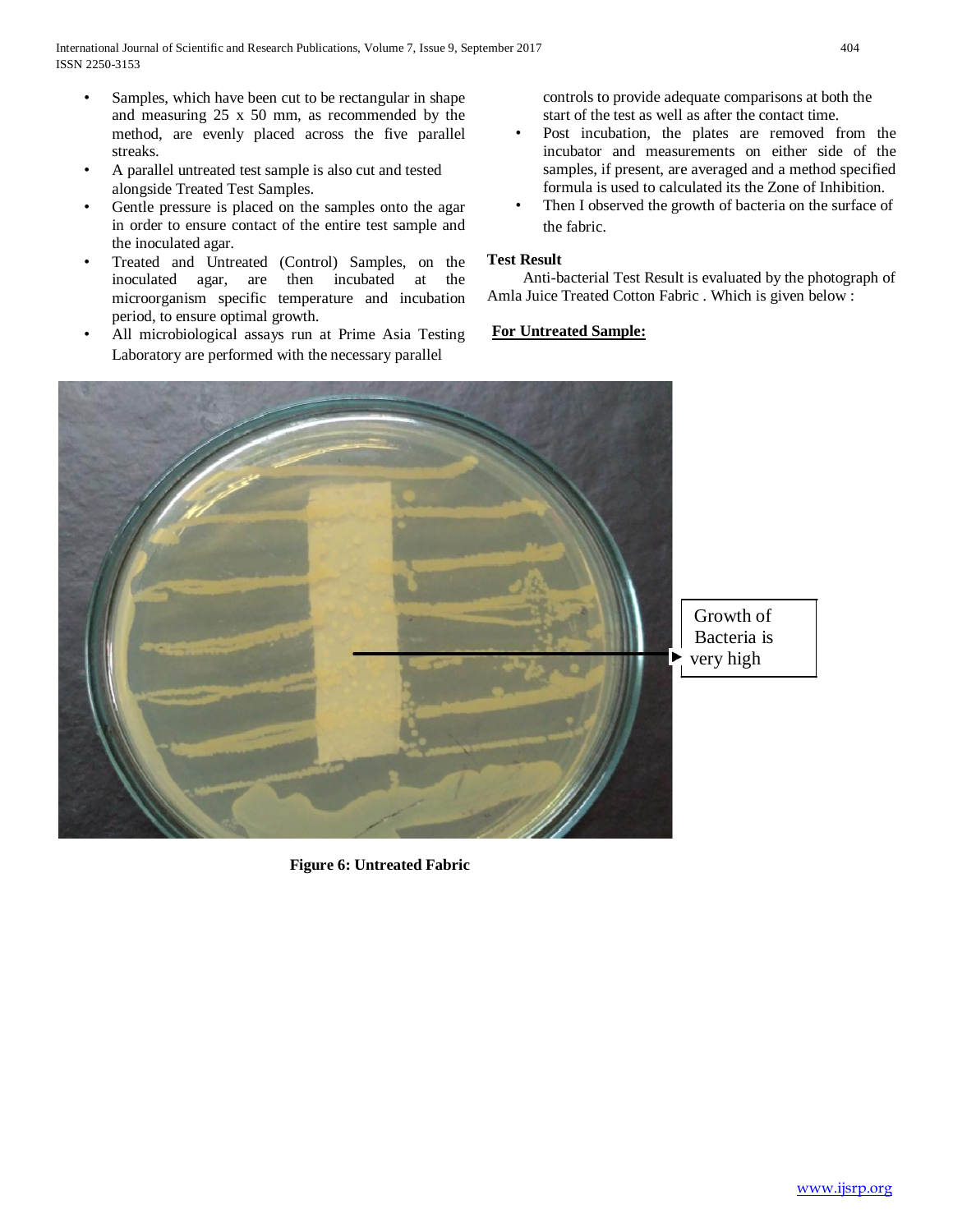- Samples, which have been cut to be rectangular in shape and measuring 25 x 50 mm, as recommended by the method, are evenly placed across the five parallel streaks.
- A parallel untreated test sample is also cut and tested alongside Treated Test Samples.
- Gentle pressure is placed on the samples onto the agar in order to ensure contact of the entire test sample and the inoculated agar.
- Treated and Untreated (Control) Samples, on the inoculated agar, are then incubated at the microorganism specific temperature and incubation period, to ensure optimal growth.
- All microbiological assays run at Prime Asia Testing Laboratory are performed with the necessary parallel controls to provide adequate comparisons at both the start of the test as well as after the contact time.
- Post incubation, the plates are removed from the incubator and measurements on either side of the samples, if present, are averaged and a method specified formula is used to calculated its the Zone of Inhibition.
- Then I observed the growth of bacteria on the surface of the fabric.

**Test Result**

Anti-bacterial Test Result is evaluated by the photograph of Amla Juice Treated Cotton Fabric . Which is given below :

**For Untreated Sample:**

Growth of Bacteria is very high

**Figure 6: Untreated Fabric**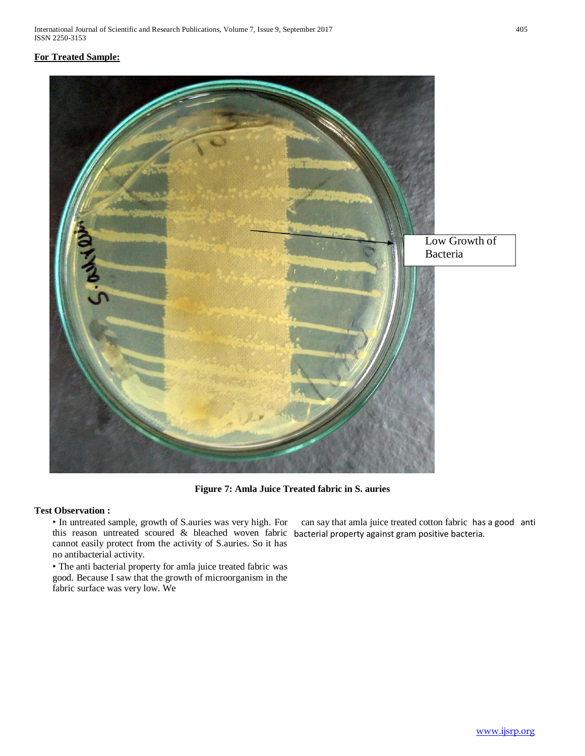**For Treated Sample:**

Low Growth of Bacteria

**Figure 7: Amla Juice Treated fabric in S. auries**

**Test Observation :**

- In untreated sample, growth of S.auries was very high. For this reason untreated scoured & bleached woven fabric cannot easily protect from the activity of S.auries. So it has no antibacterial activity.
- The anti bacterial property for amla juice treated fabric was good. Because I saw that the growth of microorganism in the fabric surface was very low. We can say that amla juice treated cotton fabric has a good anti bacterial property against gram positive bacteria.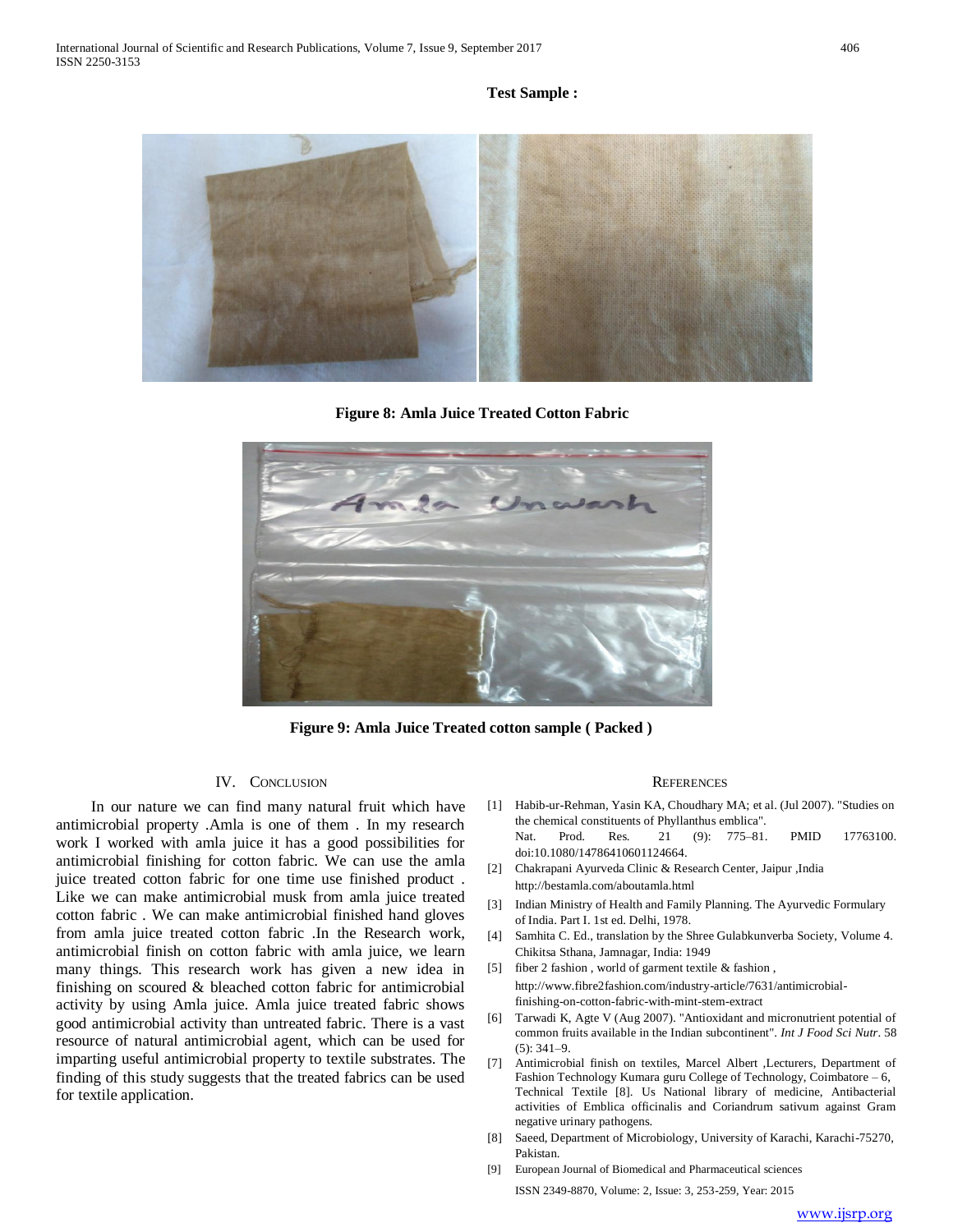**Test Sample :**

**Figure 8: Amla Juice Treated Cotton Fabric**

**Figure 9: Amla Juice Treated cotton sample ( Packed )**

## IV. Conclusion

In our nature we can find many natural fruit which have antimicrobial property .Amla is one of them . In my research work I worked with amla juice it has a good possibilities for antimicrobial finishing for cotton fabric. We can use the amla juice treated cotton fabric for one time use finished product . Like we can make antimicrobial musk from amla juice treated cotton fabric . We can make antimicrobial finished hand gloves from amla juice treated cotton fabric .In the Research work, antimicrobial finish on cotton fabric with amla juice, we learn many things. This research work has given a new idea in finishing on scoured & bleached cotton fabric for antimicrobial activity by using Amla juice. Amla juice treated fabric shows good antimicrobial activity than untreated fabric. There is a vast resource of natural antimicrobial agent, which can be used for imparting useful antimicrobial property to textile substrates. The finding of this study suggests that the treated fabrics can be used for textile application.

## References

[1] Habib-ur-Rehman, Yasin KA, Choudhary MA; et al. (Jul 2007). "Studies on the chemical constituents of Phyllanthus emblica". Nat. Prod. Res. 21 (9): 775–81. PMID 17763100. doi:10.1080/14786410601124664.

[2] Chakrapani Ayurveda Clinic & Research Center, Jaipur ,India http://bestamla.com/aboutamla.html

[3] Indian Ministry of Health and Family Planning. The Ayurvedic Formulary of India. Part I. 1st ed. Delhi, 1978.

[4] Samhita C. Ed., translation by the Shree Gulabkunverba Society, Volume 4. Chikitsa Sthana, Jamnagar, India: 1949

[5] fiber 2 fashion , world of garment textile & fashion , http://www.fibre2fashion.com/industry-article/7631/antimicrobial-finishing-on-cotton-fabric-with-mint-stem-extract

[6] Tarwadi K, Agte V (Aug 2007). "Antioxidant and micronutrient potential of common fruits available in the Indian subcontinent". *Int J Food Sci Nutr*. 58 (5): 341–9.

[7] Antimicrobial finish on textiles, Marcel Albert ,Lecturers, Department of Fashion Technology Kumara guru College of Technology, Coimbatore – 6, Technical Textile [8]. Us National library of medicine, Antibacterial activities of Emblica officinalis and Coriandrum sativum against Gram negative urinary pathogens.

[8] Saeed, Department of Microbiology, University of Karachi, Karachi-75270, Pakistan.

[9] European Journal of Biomedical and Pharmaceutical sciences ISSN 2349-8870, Volume: 2, Issue: 3, 253-259, Year: 2015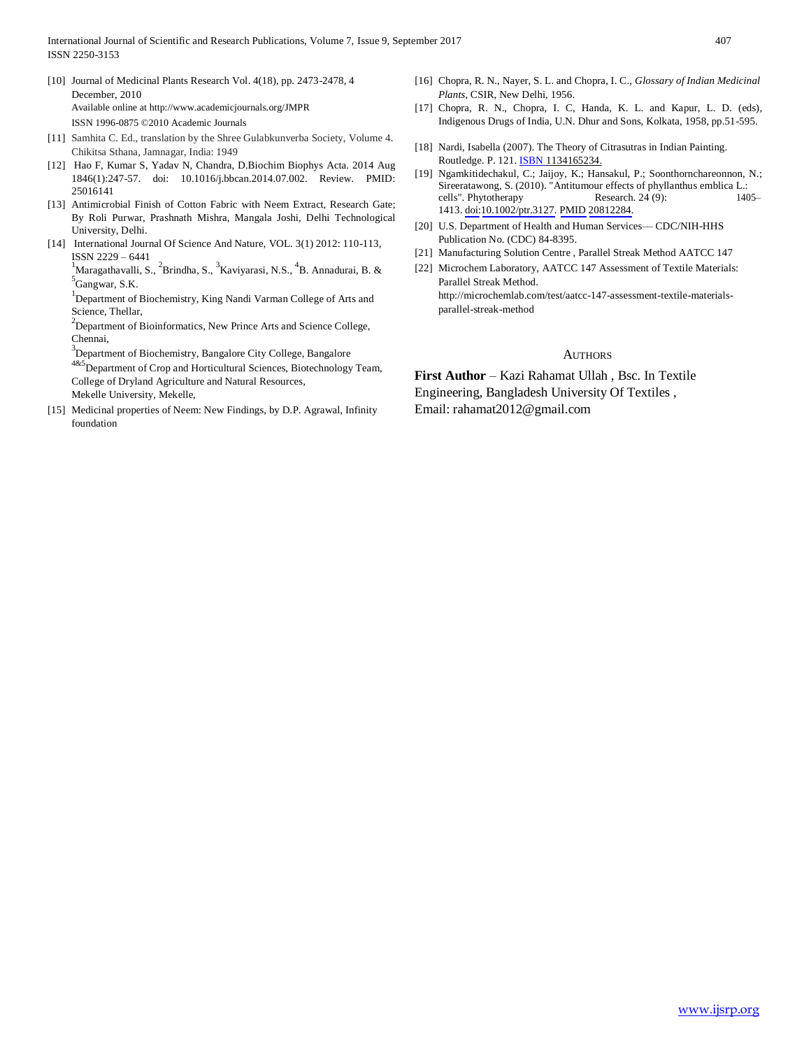[10] Journal of Medicinal Plants Research Vol. 4(18), pp. 2473-2478, 4 December, 2010
Available online at http://www.academicjournals.org/JMPR
ISSN 1996-0875 ©2010 Academic Journals

[11] Samhita C. Ed., translation by the Shree Gulabkunverba Society, Volume 4. Chikitsa Sthana, Jamnagar, India: 1949

[12] Hao F, Kumar S, Yadav N, Chandra, D.Biochim Biophys Acta. 2014 Aug 1846(1):247-57. doi: 10.1016/j.bbcan.2014.07.002. Review. PMID: 25016141

[13] Antimicrobial Finish of Cotton Fabric with Neem Extract, Research Gate; By Roli Purwar, Prashnath Mishra, Mangala Joshi, Delhi Technological University, Delhi.

[14] International Journal Of Science And Nature, VOL. 3(1) 2012: 110-113, ISSN 2229 – 6441
[1]Maragathavalli, S., [2]Brindha, S., [3]Kaviyarasi, N.S., [4]B. Annadurai, B. & [5]Gangwar, S.K.
[1]Department of Biochemistry, King Nandi Varman College of Arts and Science, Thellar,
[2]Department of Bioinformatics, New Prince Arts and Science College, Chennai,
[3]Department of Biochemistry, Bangalore City College, Bangalore
[4&5]Department of Crop and Horticultural Sciences, Biotechnology Team, College of Dryland Agriculture and Natural Resources,
Mekelle University, Mekelle,

[15] Medicinal properties of Neem: New Findings, by D.P. Agrawal, Infinity foundation

[16] Chopra, R. N., Nayer, S. L. and Chopra, I. C., *Glossary of Indian Medicinal Plants*, CSIR, New Delhi, 1956.

[17] Chopra, R. N., Chopra, I. C, Handa, K. L. and Kapur, L. D. (eds), Indigenous Drugs of India, U.N. Dhur and Sons, Kolkata, 1958, pp.51-595.

[18] Nardi, Isabella (2007). The Theory of Citrasutras in Indian Painting. Routledge. P. 121. ISBN 1134165234.

[19] Ngamkitidechakul, C.; Jaijoy, K.; Hansakul, P.; Soonthornchareonnon, N.; Sireeratawong, S. (2010). "Antitumour effects of phyllanthus emblica L.: cells". Phytotherapy Research. 24 (9): 1405–1413. doi:10.1002/ptr.3127. PMID 20812284.

[20] U.S. Department of Health and Human Services— CDC/NIH-HHS Publication No. (CDC) 84-8395.

[21] Manufacturing Solution Centre , Parallel Streak Method AATCC 147

[22] Microchem Laboratory, AATCC 147 Assessment of Textile Materials: Parallel Streak Method.
http://microchemlab.com/test/aatcc-147-assessment-textile-materials-parallel-streak-method

## Authors

**First Author** – Kazi Rahamat Ullah , Bsc. In Textile Engineering, Bangladesh University Of Textiles , Email: rahamat2012@gmail.com